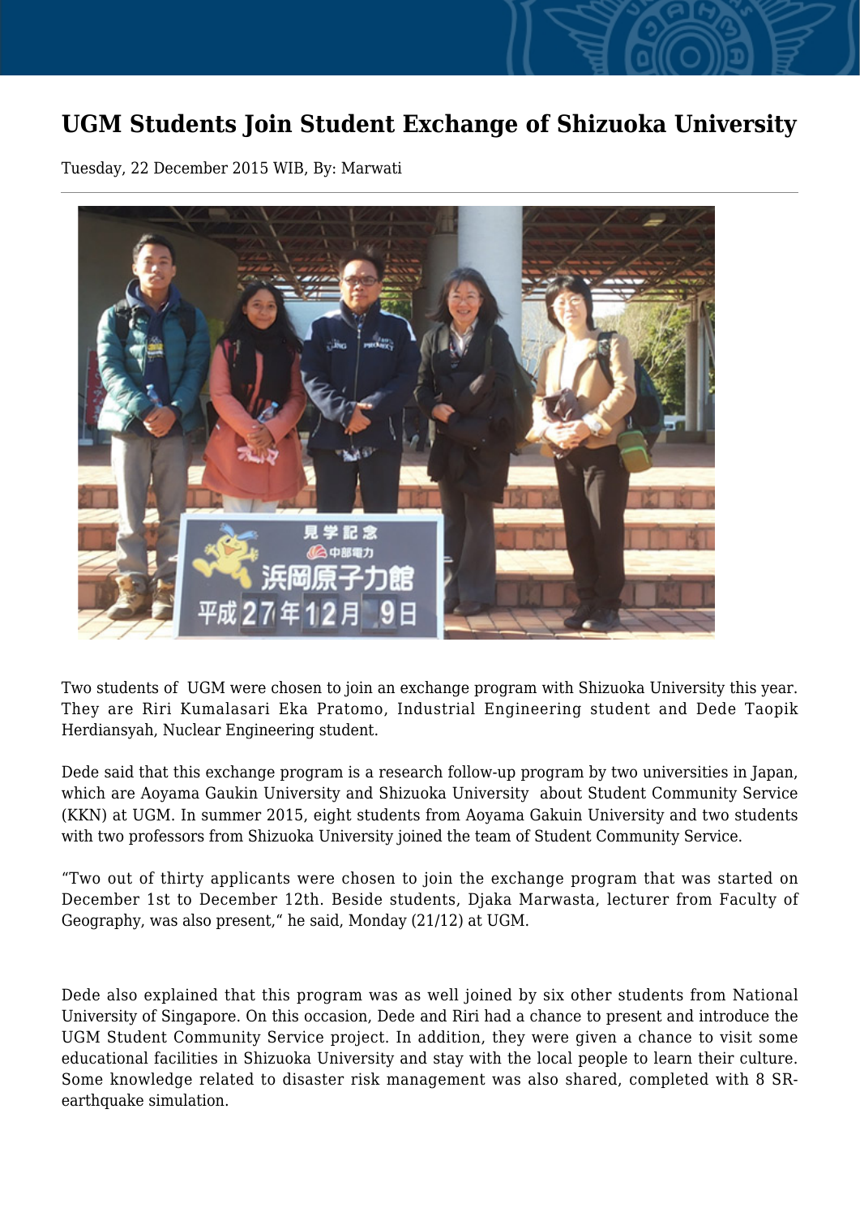# UGM Students Join Student Exchange of Shizuoka University

Tuesday, 22 December 2015 WIB, By: Marwati

Two students of UGM were chosen to join an exchange program with Shizuoka University this year. They are Riri Kumalasari Eka Pratomo, Industrial Engineering student and Dede Taopik Herdiansyah, Nuclear Engineering student.

Dede said that this exchange program is a research follow-up program by two universities in Japan, which are Aoyama Gaukin University and Shizuoka University about Student Community Service (KKN) at UGM. In summer 2015, eight students from Aoyama Gakuin University and two students with two professors from Shizuoka University joined the team of Student Community Service.

“Two out of thirty applicants were chosen to join the exchange program that was started on December 1st to December 12th. Beside students, Djaka Marwasta, lecturer from Faculty of Geography, was also present,“ he said, Monday (21/12) at UGM.

Dede also explained that this program was as well joined by six other students from National University of Singapore. On this occasion, Dede and Riri had a chance to present and introduce the UGM Student Community Service project. In addition, they were given a chance to visit some educational facilities in Shizuoka University and stay with the local people to learn their culture. Some knowledge related to disaster risk management was also shared, completed with 8 SR-earthquake simulation.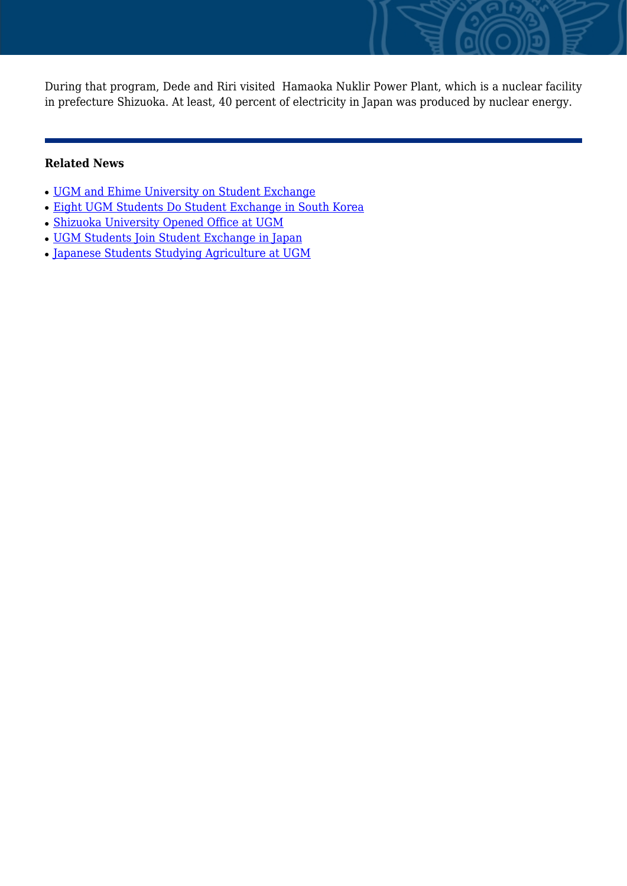During that program, Dede and Riri visited  Hamaoka Nuklir Power Plant, which is a nuclear facility in prefecture Shizuoka. At least, 40 percent of electricity in Japan was produced by nuclear energy.

---

**Related News**

- UGM and Ehime University on Student Exchange
- Eight UGM Students Do Student Exchange in South Korea
- Shizuoka University Opened Office at UGM
- UGM Students Join Student Exchange in Japan
- Japanese Students Studying Agriculture at UGM